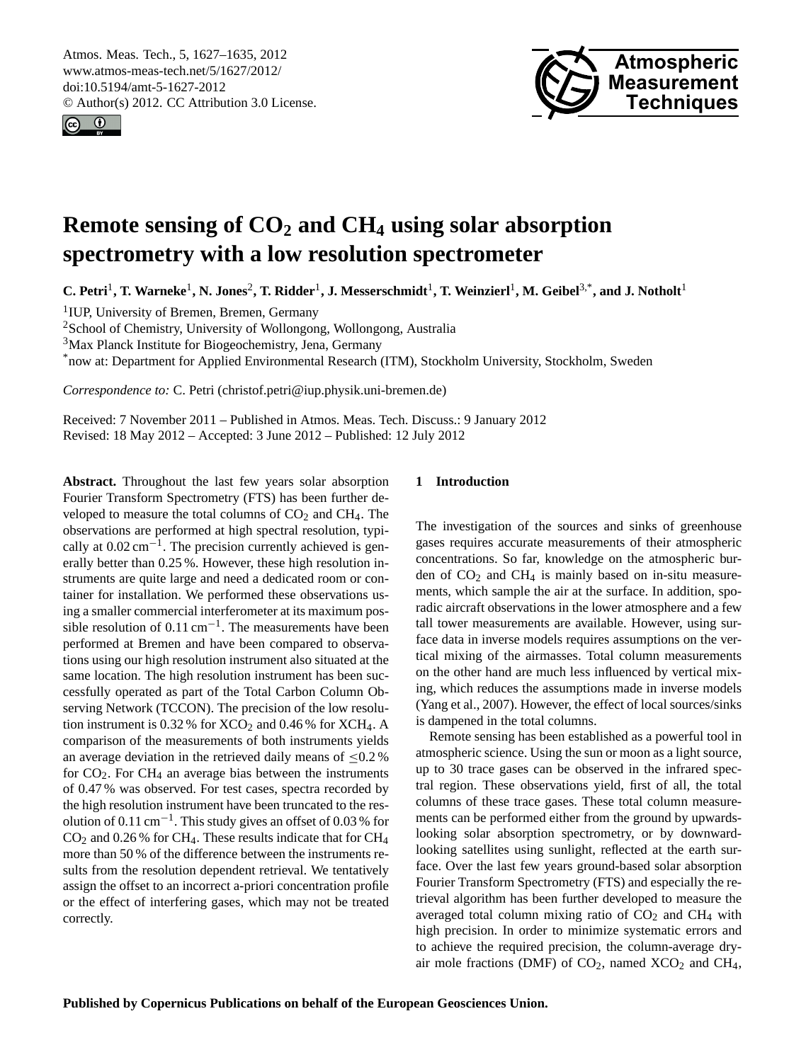# Remote sensing of $CO_2$ and $CH_4$ using solar absorption spectrometry with a low resolution spectrometer

**C. Petri[1], T. Warneke[1], N. Jones[2], T. Ridder[1], J. Messerschmidt[1], T. Weinzierl[1], M. Geibel[3,*], and J. Notholt[1]**

[1]IUP, University of Bremen, Bremen, Germany

[2]School of Chemistry, University of Wollongong, Wollongong, Australia

[3]Max Planck Institute for Biogeochemistry, Jena, Germany

[*]now at: Department for Applied Environmental Research (ITM), Stockholm University, Stockholm, Sweden

*Correspondence to:* C. Petri (christof.petri@iup.physik.uni-bremen.de)

Received: 7 November 2011 – Published in Atmos. Meas. Tech. Discuss.: 9 January 2012
Revised: 18 May 2012 – Accepted: 3 June 2012 – Published: 12 July 2012

**Abstract.** Throughout the last few years solar absorption Fourier Transform Spectrometry (FTS) has been further developed to measure the total columns of $CO_2$ and $CH_4$. The observations are performed at high spectral resolution, typically at $0.02\,cm^{-1}$. The precision currently achieved is generally better than 0.25 %. However, these high resolution instruments are quite large and need a dedicated room or container for installation. We performed these observations using a smaller commercial interferometer at its maximum possible resolution of $0.11\,cm^{-1}$. The measurements have been performed at Bremen and have been compared to observations using our high resolution instrument also situated at the same location. The high resolution instrument has been successfully operated as part of the Total Carbon Column Observing Network (TCCON). The precision of the low resolution instrument is 0.32 % for $XCO_2$ and 0.46 % for $XCH_4$. A comparison of the measurements of both instruments yields an average deviation in the retrieved daily means of $\leq$0.2 % for $CO_2$. For $CH_4$ an average bias between the instruments of 0.47 % was observed. For test cases, spectra recorded by the high resolution instrument have been truncated to the resolution of $0.11\,cm^{-1}$. This study gives an offset of 0.03 % for $CO_2$ and 0.26 % for $CH_4$. These results indicate that for $CH_4$ more than 50 % of the difference between the instruments results from the resolution dependent retrieval. We tentatively assign the offset to an incorrect a-priori concentration profile or the effect of interfering gases, which may not be treated correctly.

## 1 Introduction

The investigation of the sources and sinks of greenhouse gases requires accurate measurements of their atmospheric concentrations. So far, knowledge on the atmospheric burden of $CO_2$ and $CH_4$ is mainly based on in-situ measurements, which sample the air at the surface. In addition, sporadic aircraft observations in the lower atmosphere and a few tall tower measurements are available. However, using surface data in inverse models requires assumptions on the vertical mixing of the airmasses. Total column measurements on the other hand are much less influenced by vertical mixing, which reduces the assumptions made in inverse models (Yang et al., 2007). However, the effect of local sources/sinks is dampened in the total columns.

Remote sensing has been established as a powerful tool in atmospheric science. Using the sun or moon as a light source, up to 30 trace gases can be observed in the infrared spectral region. These observations yield, first of all, the total columns of these trace gases. These total column measurements can be performed either from the ground by upwards-looking solar absorption spectrometry, or by downward-looking satellites using sunlight, reflected at the earth surface. Over the last few years ground-based solar absorption Fourier Transform Spectrometry (FTS) and especially the retrieval algorithm has been further developed to measure the averaged total column mixing ratio of $CO_2$ and $CH_4$ with high precision. In order to minimize systematic errors and to achieve the required precision, the column-average dry-air mole fractions (DMF) of $CO_2$, named $XCO_2$ and $CH_4$,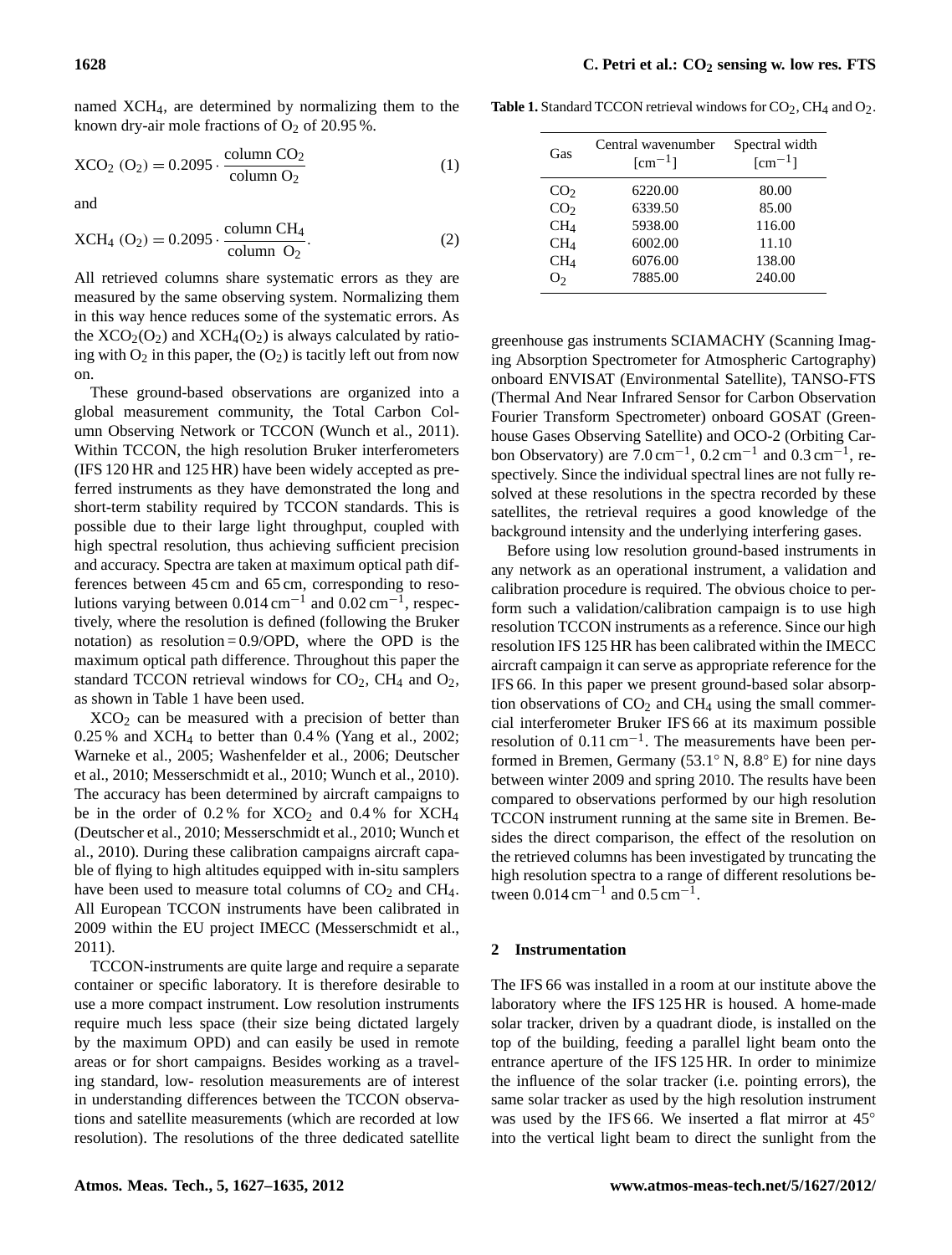named $XCH_4$, are determined by normalizing them to the known dry-air mole fractions of $O_2$ of 20.95 %.

$$XCO_2\ (O_2) = 0.2095 \cdot \frac{\text{column } CO_2}{\text{column } O_2} \quad (1)$$

and

$$XCH_4\ (O_2) = 0.2095 \cdot \frac{\text{column } CH_4}{\text{column } O_2}. \quad (2)$$

All retrieved columns share systematic errors as they are measured by the same observing system. Normalizing them in this way hence reduces some of the systematic errors. As the $XCO_2(O_2)$ and $XCH_4(O_2)$ is always calculated by ratioing with $O_2$ in this paper, the $(O_2)$ is tacitly left out from now on.

These ground-based observations are organized into a global measurement community, the Total Carbon Column Observing Network or TCCON (Wunch et al., 2011). Within TCCON, the high resolution Bruker interferometers (IFS 120 HR and 125 HR) have been widely accepted as preferred instruments as they have demonstrated the long and short-term stability required by TCCON standards. This is possible due to their large light throughput, coupled with high spectral resolution, thus achieving sufficient precision and accuracy. Spectra are taken at maximum optical path differences between 45 cm and 65 cm, corresponding to resolutions varying between $0.014\,cm^{-1}$ and $0.02\,cm^{-1}$, respectively, where the resolution is defined (following the Bruker notation) as resolution = 0.9/OPD, where the OPD is the maximum optical path difference. Throughout this paper the standard TCCON retrieval windows for $CO_2$, $CH_4$ and $O_2$, as shown in Table 1 have been used.

$XCO_2$ can be measured with a precision of better than 0.25 % and $XCH_4$ to better than 0.4 % (Yang et al., 2002; Warneke et al., 2005; Washenfelder et al., 2006; Deutscher et al., 2010; Messerschmidt et al., 2010; Wunch et al., 2010). The accuracy has been determined by aircraft campaigns to be in the order of 0.2 % for $XCO_2$ and 0.4 % for $XCH_4$ (Deutscher et al., 2010; Messerschmidt et al., 2010; Wunch et al., 2010). During these calibration campaigns aircraft capable of flying to high altitudes equipped with in-situ samplers have been used to measure total columns of $CO_2$ and $CH_4$. All European TCCON instruments have been calibrated in 2009 within the EU project IMECC (Messerschmidt et al., 2011).

TCCON-instruments are quite large and require a separate container or specific laboratory. It is therefore desirable to use a more compact instrument. Low resolution instruments require much less space (their size being dictated largely by the maximum OPD) and can easily be used in remote areas or for short campaigns. Besides working as a traveling standard, low- resolution measurements are of interest in understanding differences between the TCCON observations and satellite measurements (which are recorded at low resolution). The resolutions of the three dedicated satellite greenhouse gas instruments SCIAMACHY (Scanning Imaging Absorption Spectrometer for Atmospheric Cartography) onboard ENVISAT (Environmental Satellite), TANSO-FTS (Thermal And Near Infrared Sensor for Carbon Observation Fourier Transform Spectrometer) onboard GOSAT (Greenhouse Gases Observing Satellite) and OCO-2 (Orbiting Carbon Observatory) are $7.0\,cm^{-1}$, $0.2\,cm^{-1}$ and $0.3\,cm^{-1}$, respectively. Since the individual spectral lines are not fully resolved at these resolutions in the spectra recorded by these satellites, the retrieval requires a good knowledge of the background intensity and the underlying interfering gases.

**Table 1.** Standard TCCON retrieval windows for $CO_2$, $CH_4$ and $O_2$.

| Gas | Central wavenumber $[cm^{-1}]$ | Spectral width $[cm^{-1}]$ |
|---|---|---|
| $CO_2$ | 6220.00 | 80.00 |
| $CO_2$ | 6339.50 | 85.00 |
| $CH_4$ | 5938.00 | 116.00 |
| $CH_4$ | 6002.00 | 11.10 |
| $CH_4$ | 6076.00 | 138.00 |
| $O_2$ | 7885.00 | 240.00 |

Before using low resolution ground-based instruments in any network as an operational instrument, a validation and calibration procedure is required. The obvious choice to perform such a validation/calibration campaign is to use high resolution TCCON instruments as a reference. Since our high resolution IFS 125 HR has been calibrated within the IMECC aircraft campaign it can serve as appropriate reference for the IFS 66. In this paper we present ground-based solar absorption observations of $CO_2$ and $CH_4$ using the small commercial interferometer Bruker IFS 66 at its maximum possible resolution of $0.11\,cm^{-1}$. The measurements have been performed in Bremen, Germany (53.1° N, 8.8° E) for nine days between winter 2009 and spring 2010. The results have been compared to observations performed by our high resolution TCCON instrument running at the same site in Bremen. Besides the direct comparison, the effect of the resolution on the retrieved columns has been investigated by truncating the high resolution spectra to a range of different resolutions between $0.014\,cm^{-1}$ and $0.5\,cm^{-1}$.

## 2 Instrumentation

The IFS 66 was installed in a room at our institute above the laboratory where the IFS 125 HR is housed. A home-made solar tracker, driven by a quadrant diode, is installed on the top of the building, feeding a parallel light beam onto the entrance aperture of the IFS 125 HR. In order to minimize the influence of the solar tracker (i.e. pointing errors), the same solar tracker as used by the high resolution instrument was used by the IFS 66. We inserted a flat mirror at 45° into the vertical light beam to direct the sunlight from the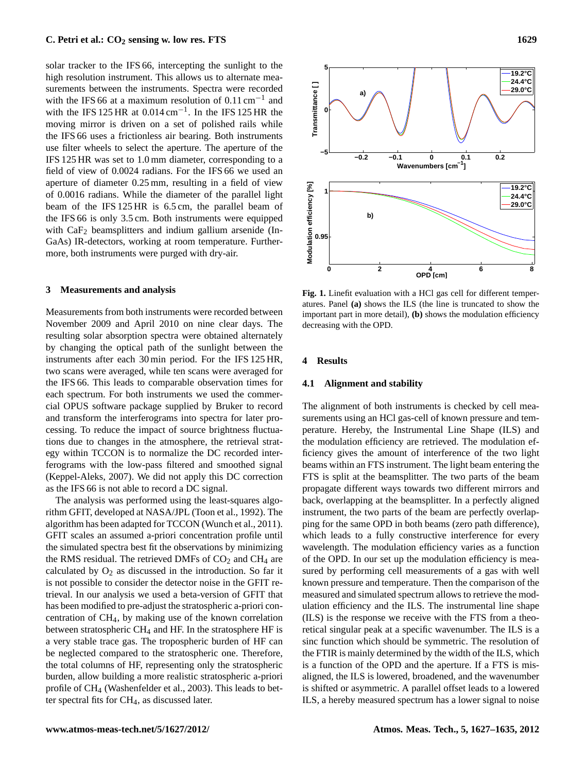solar tracker to the IFS 66, intercepting the sunlight to the high resolution instrument. This allows us to alternate measurements between the instruments. Spectra were recorded with the IFS 66 at a maximum resolution of $0.11\,cm^{-1}$ and with the IFS 125 HR at $0.014\,cm^{-1}$. In the IFS 125 HR the moving mirror is driven on a set of polished rails while the IFS 66 uses a frictionless air bearing. Both instruments use filter wheels to select the aperture. The aperture of the IFS 125 HR was set to 1.0 mm diameter, corresponding to a field of view of 0.0024 radians. For the IFS 66 we used an aperture of diameter 0.25 mm, resulting in a field of view of 0.0016 radians. While the diameter of the parallel light beam of the IFS 125 HR is 6.5 cm, the parallel beam of the IFS 66 is only 3.5 cm. Both instruments were equipped with $CaF_2$ beamsplitters and indium gallium arsenide (InGaAs) IR-detectors, working at room temperature. Furthermore, both instruments were purged with dry-air.

## 3 Measurements and analysis

Measurements from both instruments were recorded between November 2009 and April 2010 on nine clear days. The resulting solar absorption spectra were obtained alternately by changing the optical path of the sunlight between the instruments after each 30 min period. For the IFS 125 HR, two scans were averaged, while ten scans were averaged for the IFS 66. This leads to comparable observation times for each spectrum. For both instruments we used the commercial OPUS software package supplied by Bruker to record and transform the interferograms into spectra for later processing. To reduce the impact of source brightness fluctuations due to changes in the atmosphere, the retrieval strategy within TCCON is to normalize the DC recorded interferograms with the low-pass filtered and smoothed signal (Keppel-Aleks, 2007). We did not apply this DC correction as the IFS 66 is not able to record a DC signal.

The analysis was performed using the least-squares algorithm GFIT, developed at NASA/JPL (Toon et al., 1992). The algorithm has been adapted for TCCON (Wunch et al., 2011). GFIT scales an assumed a-priori concentration profile until the simulated spectra best fit the observations by minimizing the RMS residual. The retrieved DMFs of $CO_2$ and $CH_4$ are calculated by $O_2$ as discussed in the introduction. So far it is not possible to consider the detector noise in the GFIT retrieval. In our analysis we used a beta-version of GFIT that has been modified to pre-adjust the stratospheric a-priori concentration of $CH_4$, by making use of the known correlation between stratospheric $CH_4$ and HF. In the stratosphere HF is a very stable trace gas. The tropospheric burden of HF can be neglected compared to the stratospheric one. Therefore, the total columns of HF, representing only the stratospheric burden, allow building a more realistic stratospheric a-priori profile of $CH_4$ (Washenfelder et al., 2003). This leads to better spectral fits for $CH_4$, as discussed later.

a)
Transmittance [ ]
Wavenumbers [cm$^{-1}$]
19.2°C
24.4°C
29.0°C

b)
Modulation efficiency [%]
OPD [cm]
19.2°C
24.4°C
29.0°C

**Fig. 1.** Linefit evaluation with a HCl gas cell for different temperatures. Panel **(a)** shows the ILS (the line is truncated to show the important part in more detail), **(b)** shows the modulation efficiency decreasing with the OPD.

## 4 Results

### 4.1 Alignment and stability

The alignment of both instruments is checked by cell measurements using an HCl gas-cell of known pressure and temperature. Hereby, the Instrumental Line Shape (ILS) and the modulation efficiency are retrieved. The modulation efficiency gives the amount of interference of the two light beams within an FTS instrument. The light beam entering the FTS is split at the beamsplitter. The two parts of the beam propagate different ways towards two different mirrors and back, overlapping at the beamsplitter. In a perfectly aligned instrument, the two parts of the beam are perfectly overlapping for the same OPD in both beams (zero path difference), which leads to a fully constructive interference for every wavelength. The modulation efficiency varies as a function of the OPD. In our set up the modulation efficiency is measured by performing cell measurements of a gas with well known pressure and temperature. Then the comparison of the measured and simulated spectrum allows to retrieve the modulation efficiency and the ILS. The instrumental line shape (ILS) is the response we receive with the FTS from a theoretical singular peak at a specific wavenumber. The ILS is a sinc function which should be symmetric. The resolution of the FTIR is mainly determined by the width of the ILS, which is a function of the OPD and the aperture. If a FTS is misaligned, the ILS is lowered, broadened, and the wavenumber is shifted or asymmetric. A parallel offset leads to a lowered ILS, a hereby measured spectrum has a lower signal to noise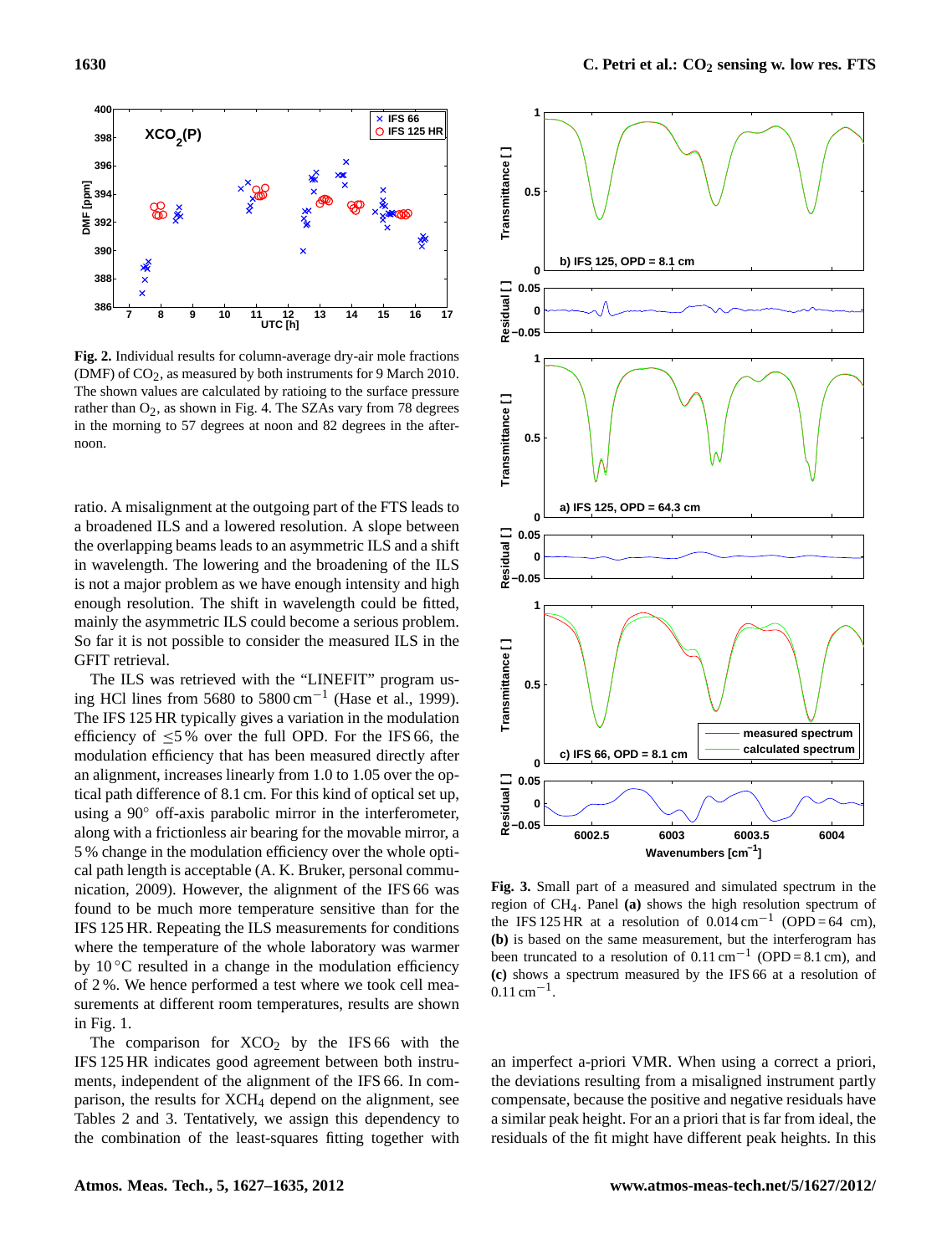**Fig. 2.** Individual results for column-average dry-air mole fractions (DMF) of $CO_2$, as measured by both instruments for 9 March 2010. The shown values are calculated by ratioing to the surface pressure rather than $O_2$, as shown in Fig. 4. The SZAs vary from 78 degrees in the morning to 57 degrees at noon and 82 degrees in the afternoon.

**Fig. 3.** Small part of a measured and simulated spectrum in the region of $CH_4$. Panel **(a)** shows the high resolution spectrum of the IFS 125 HR at a resolution of $0.014\,\mathrm{cm}^{-1}$ (OPD = 64 cm), **(b)** is based on the same measurement, but the interferogram has been truncated to a resolution of $0.11\,\mathrm{cm}^{-1}$ (OPD = 8.1 cm), and **(c)** shows a spectrum measured by the IFS 66 at a resolution of $0.11\,\mathrm{cm}^{-1}$.

ratio. A misalignment at the outgoing part of the FTS leads to a broadened ILS and a lowered resolution. A slope between the overlapping beams leads to an asymmetric ILS and a shift in wavelength. The lowering and the broadening of the ILS is not a major problem as we have enough intensity and high enough resolution. The shift in wavelength could be fitted, mainly the asymmetric ILS could become a serious problem. So far it is not possible to consider the measured ILS in the GFIT retrieval.

The ILS was retrieved with the "LINEFIT" program using HCl lines from 5680 to $5800\,\mathrm{cm}^{-1}$ (Hase et al., 1999). The IFS 125 HR typically gives a variation in the modulation efficiency of $\leq 5\,\%$ over the full OPD. For the IFS 66, the modulation efficiency that has been measured directly after an alignment, increases linearly from 1.0 to 1.05 over the optical path difference of 8.1 cm. For this kind of optical set up, using a 90° off-axis parabolic mirror in the interferometer, along with a frictionless air bearing for the movable mirror, a 5 % change in the modulation efficiency over the whole optical path length is acceptable (A. K. Bruker, personal communication, 2009). However, the alignment of the IFS 66 was found to be much more temperature sensitive than for the IFS 125 HR. Repeating the ILS measurements for conditions where the temperature of the whole laboratory was warmer by 10 °C resulted in a change in the modulation efficiency of 2 %. We hence performed a test where we took cell measurements at different room temperatures, results are shown in Fig. 1.

The comparison for $XCO_2$ by the IFS 66 with the IFS 125 HR indicates good agreement between both instruments, independent of the alignment of the IFS 66. In comparison, the results for $XCH_4$ depend on the alignment, see Tables 2 and 3. Tentatively, we assign this dependency to the combination of the least-squares fitting together with an imperfect a-priori VMR. When using a correct a priori, the deviations resulting from a misaligned instrument partly compensate, because the positive and negative residuals have a similar peak height. For an a priori that is far from ideal, the residuals of the fit might have different peak heights. In this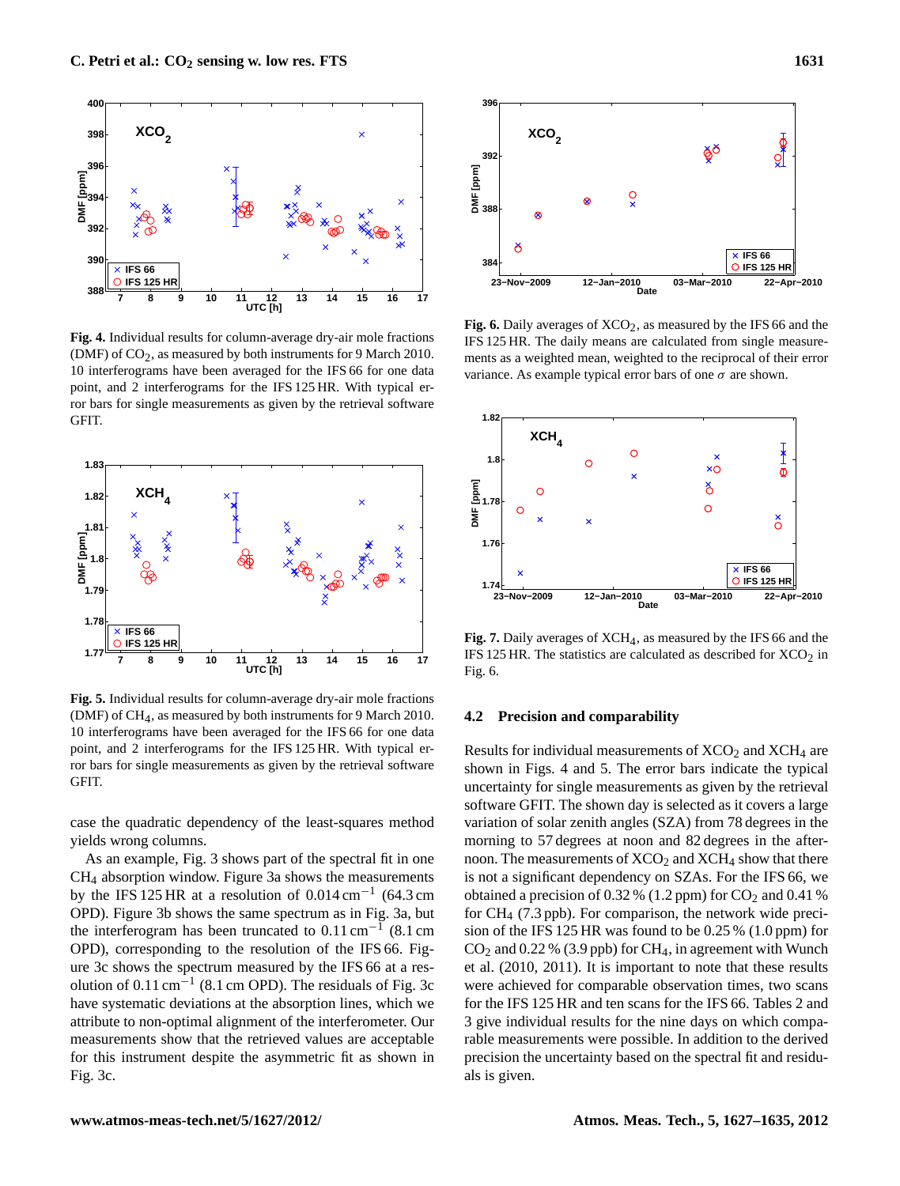**Fig. 4.** Individual results for column-average dry-air mole fractions (DMF) of $CO_2$, as measured by both instruments for 9 March 2010. 10 interferograms have been averaged for the IFS 66 for one data point, and 2 interferograms for the IFS 125 HR. With typical error bars for single measurements as given by the retrieval software GFIT.

**Fig. 5.** Individual results for column-average dry-air mole fractions (DMF) of $CH_4$, as measured by both instruments for 9 March 2010. 10 interferograms have been averaged for the IFS 66 for one data point, and 2 interferograms for the IFS 125 HR. With typical error bars for single measurements as given by the retrieval software GFIT.

case the quadratic dependency of the least-squares method yields wrong columns.

As an example, Fig. 3 shows part of the spectral fit in one $CH_4$ absorption window. Figure 3a shows the measurements by the IFS 125 HR at a resolution of $0.014\,cm^{-1}$ (64.3 cm OPD). Figure 3b shows the same spectrum as in Fig. 3a, but the interferogram has been truncated to $0.11\,cm^{-1}$ (8.1 cm OPD), corresponding to the resolution of the IFS 66. Figure 3c shows the spectrum measured by the IFS 66 at a resolution of $0.11\,cm^{-1}$ (8.1 cm OPD). The residuals of Fig. 3c have systematic deviations at the absorption lines, which we attribute to non-optimal alignment of the interferometer. Our measurements show that the retrieved values are acceptable for this instrument despite the asymmetric fit as shown in Fig. 3c.

**Fig. 6.** Daily averages of $XCO_2$, as measured by the IFS 66 and the IFS 125 HR. The daily means are calculated from single measurements as a weighted mean, weighted to the reciprocal of their error variance. As example typical error bars of one $\sigma$ are shown.

**Fig. 7.** Daily averages of $XCH_4$, as measured by the IFS 66 and the IFS 125 HR. The statistics are calculated as described for $XCO_2$ in Fig. 6.

### 4.2 Precision and comparability

Results for individual measurements of $XCO_2$ and $XCH_4$ are shown in Figs. 4 and 5. The error bars indicate the typical uncertainty for single measurements as given by the retrieval software GFIT. The shown day is selected as it covers a large variation of solar zenith angles (SZA) from 78 degrees in the morning to 57 degrees at noon and 82 degrees in the afternoon. The measurements of $XCO_2$ and $XCH_4$ show that there is not a significant dependency on SZAs. For the IFS 66, we obtained a precision of 0.32 % (1.2 ppm) for $CO_2$ and 0.41 % for $CH_4$ (7.3 ppb). For comparison, the network wide precision of the IFS 125 HR was found to be 0.25 % (1.0 ppm) for $CO_2$ and 0.22 % (3.9 ppb) for $CH_4$, in agreement with Wunch et al. (2010, 2011). It is important to note that these results were achieved for comparable observation times, two scans for the IFS 125 HR and ten scans for the IFS 66. Tables 2 and 3 give individual results for the nine days on which comparable measurements were possible. In addition to the derived precision the uncertainty based on the spectral fit and residuals is given.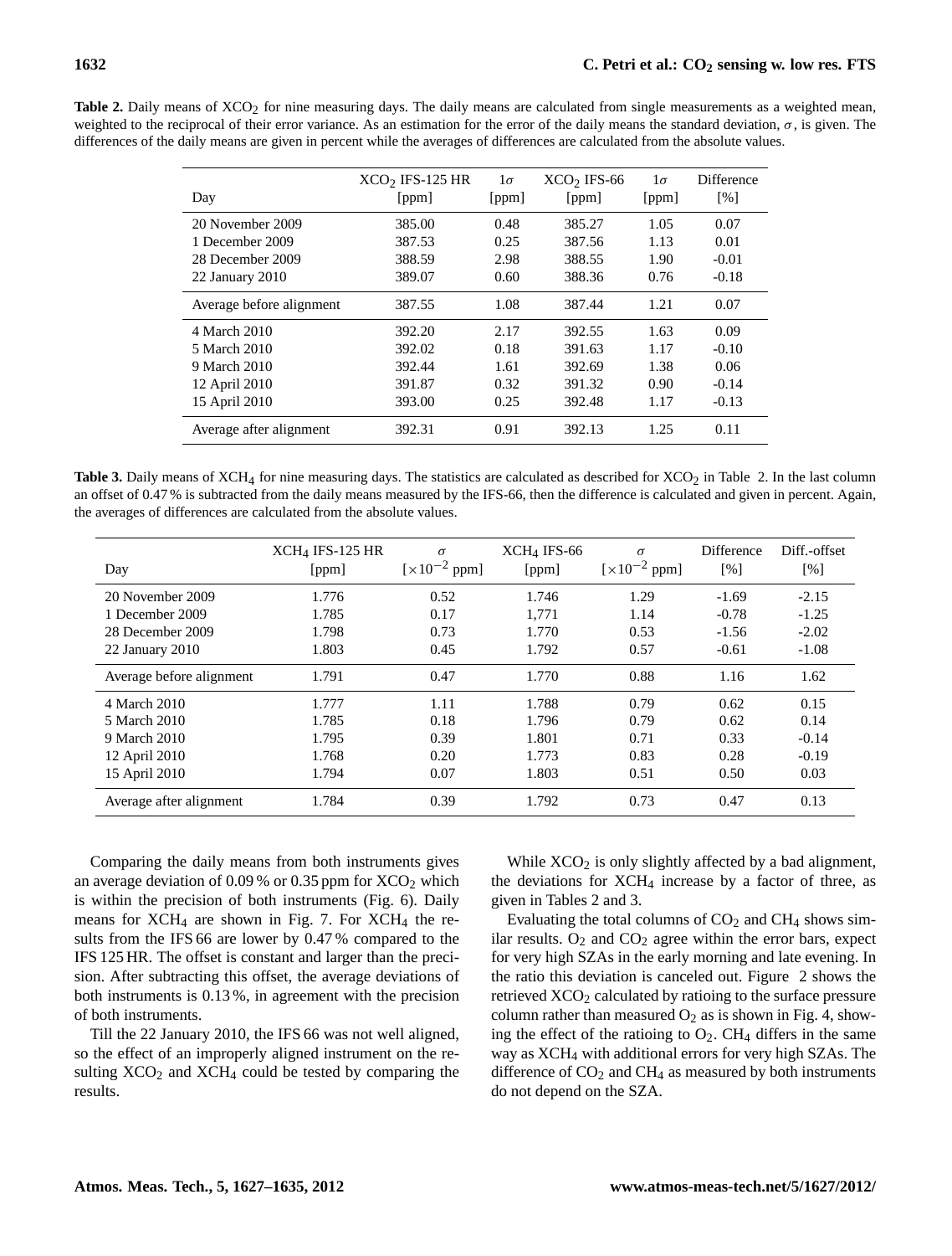**Table 2.** Daily means of $XCO_2$ for nine measuring days. The daily means are calculated from single measurements as a weighted mean, weighted to the reciprocal of their error variance. As an estimation for the error of the daily means the standard deviation, $\sigma$, is given. The differences of the daily means are given in percent while the averages of differences are calculated from the absolute values.

| Day | $XCO_2$ IFS-125 HR [ppm] | $1\sigma$ [ppm] | $XCO_2$ IFS-66 [ppm] | $1\sigma$ [ppm] | Difference [%] |
|---|---|---|---|---|---|
| 20 November 2009 | 385.00 | 0.48 | 385.27 | 1.05 | 0.07 |
| 1 December 2009 | 387.53 | 0.25 | 387.56 | 1.13 | 0.01 |
| 28 December 2009 | 388.59 | 2.98 | 388.55 | 1.90 | -0.01 |
| 22 January 2010 | 389.07 | 0.60 | 388.36 | 0.76 | -0.18 |
| Average before alignment | 387.55 | 1.08 | 387.44 | 1.21 | 0.07 |
| 4 March 2010 | 392.20 | 2.17 | 392.55 | 1.63 | 0.09 |
| 5 March 2010 | 392.02 | 0.18 | 391.63 | 1.17 | -0.10 |
| 9 March 2010 | 392.44 | 1.61 | 392.69 | 1.38 | 0.06 |
| 12 April 2010 | 391.87 | 0.32 | 391.32 | 0.90 | -0.14 |
| 15 April 2010 | 393.00 | 0.25 | 392.48 | 1.17 | -0.13 |
| Average after alignment | 392.31 | 0.91 | 392.13 | 1.25 | 0.11 |

**Table 3.** Daily means of $XCH_4$ for nine measuring days. The statistics are calculated as described for $XCO_2$ in Table 2. In the last column an offset of 0.47 % is subtracted from the daily means measured by the IFS-66, then the difference is calculated and given in percent. Again, the averages of differences are calculated from the absolute values.

| Day | $XCH_4$ IFS-125 HR [ppm] | $\sigma$ [$\times 10^{-2}$ ppm] | $XCH_4$ IFS-66 [ppm] | $\sigma$ [$\times 10^{-2}$ ppm] | Difference [%] | Diff.-offset [%] |
|---|---|---|---|---|---|---|
| 20 November 2009 | 1.776 | 0.52 | 1.746 | 1.29 | -1.69 | -2.15 |
| 1 December 2009 | 1.785 | 0.17 | 1,771 | 1.14 | -0.78 | -1.25 |
| 28 December 2009 | 1.798 | 0.73 | 1.770 | 0.53 | -1.56 | -2.02 |
| 22 January 2010 | 1.803 | 0.45 | 1.792 | 0.57 | -0.61 | -1.08 |
| Average before alignment | 1.791 | 0.47 | 1.770 | 0.88 | 1.16 | 1.62 |
| 4 March 2010 | 1.777 | 1.11 | 1.788 | 0.79 | 0.62 | 0.15 |
| 5 March 2010 | 1.785 | 0.18 | 1.796 | 0.79 | 0.62 | 0.14 |
| 9 March 2010 | 1.795 | 0.39 | 1.801 | 0.71 | 0.33 | -0.14 |
| 12 April 2010 | 1.768 | 0.20 | 1.773 | 0.83 | 0.28 | -0.19 |
| 15 April 2010 | 1.794 | 0.07 | 1.803 | 0.51 | 0.50 | 0.03 |
| Average after alignment | 1.784 | 0.39 | 1.792 | 0.73 | 0.47 | 0.13 |

Comparing the daily means from both instruments gives an average deviation of 0.09 % or 0.35 ppm for $XCO_2$ which is within the precision of both instruments (Fig. 6). Daily means for $XCH_4$ are shown in Fig. 7. For $XCH_4$ the results from the IFS 66 are lower by 0.47 % compared to the IFS 125 HR. The offset is constant and larger than the precision. After subtracting this offset, the average deviations of both instruments is 0.13 %, in agreement with the precision of both instruments.

Till the 22 January 2010, the IFS 66 was not well aligned, so the effect of an improperly aligned instrument on the resulting $XCO_2$ and $XCH_4$ could be tested by comparing the results.

While $XCO_2$ is only slightly affected by a bad alignment, the deviations for $XCH_4$ increase by a factor of three, as given in Tables 2 and 3.

Evaluating the total columns of $CO_2$ and $CH_4$ shows similar results. $O_2$ and $CO_2$ agree within the error bars, expect for very high SZAs in the early morning and late evening. In the ratio this deviation is canceled out. Figure 2 shows the retrieved $XCO_2$ calculated by ratioing to the surface pressure column rather than measured $O_2$ as is shown in Fig. 4, showing the effect of the ratioing to $O_2$. $CH_4$ differs in the same way as $XCH_4$ with additional errors for very high SZAs. The difference of $CO_2$ and $CH_4$ as measured by both instruments do not depend on the SZA.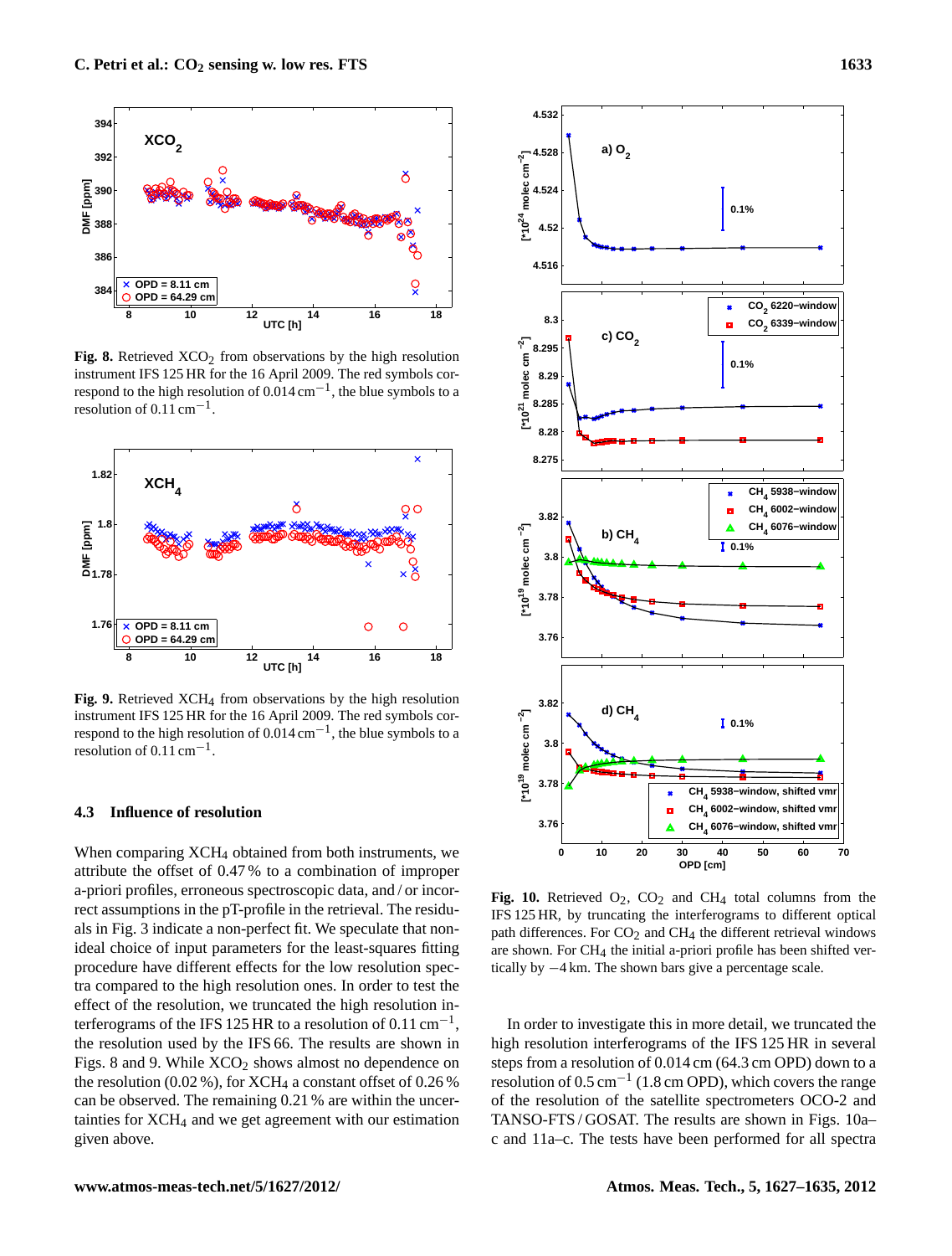**Fig. 8.** Retrieved $XCO_2$ from observations by the high resolution instrument IFS 125 HR for the 16 April 2009. The red symbols correspond to the high resolution of $0.014\,cm^{-1}$, the blue symbols to a resolution of $0.11\,cm^{-1}$.

**Fig. 9.** Retrieved $XCH_4$ from observations by the high resolution instrument IFS 125 HR for the 16 April 2009. The red symbols correspond to the high resolution of $0.014\,cm^{-1}$, the blue symbols to a resolution of $0.11\,cm^{-1}$.

### 4.3 Influence of resolution

When comparing $XCH_4$ obtained from both instruments, we attribute the offset of 0.47 % to a combination of improper a-priori profiles, erroneous spectroscopic data, and / or incorrect assumptions in the pT-profile in the retrieval. The residuals in Fig. 3 indicate a non-perfect fit. We speculate that non-ideal choice of input parameters for the least-squares fitting procedure have different effects for the low resolution spectra compared to the high resolution ones. In order to test the effect of the resolution, we truncated the high resolution interferograms of the IFS 125 HR to a resolution of $0.11\,cm^{-1}$, the resolution used by the IFS 66. The results are shown in Figs. 8 and 9. While $XCO_2$ shows almost no dependence on the resolution (0.02 %), for $XCH_4$ a constant offset of 0.26 % can be observed. The remaining 0.21 % are within the uncertainties for $XCH_4$ and we get agreement with our estimation given above.

**Fig. 10.** Retrieved $O_2$, $CO_2$ and $CH_4$ total columns from the IFS 125 HR, by truncating the interferograms to different optical path differences. For $CO_2$ and $CH_4$ the different retrieval windows are shown. For $CH_4$ the initial a-priori profile has been shifted vertically by $-4$ km. The shown bars give a percentage scale.

In order to investigate this in more detail, we truncated the high resolution interferograms of the IFS 125 HR in several steps from a resolution of $0.014\,cm$ (64.3 cm OPD) down to a resolution of $0.5\,cm^{-1}$ (1.8 cm OPD), which covers the range of the resolution of the satellite spectrometers OCO-2 and TANSO-FTS / GOSAT. The results are shown in Figs. 10a–c and 11a–c. The tests have been performed for all spectra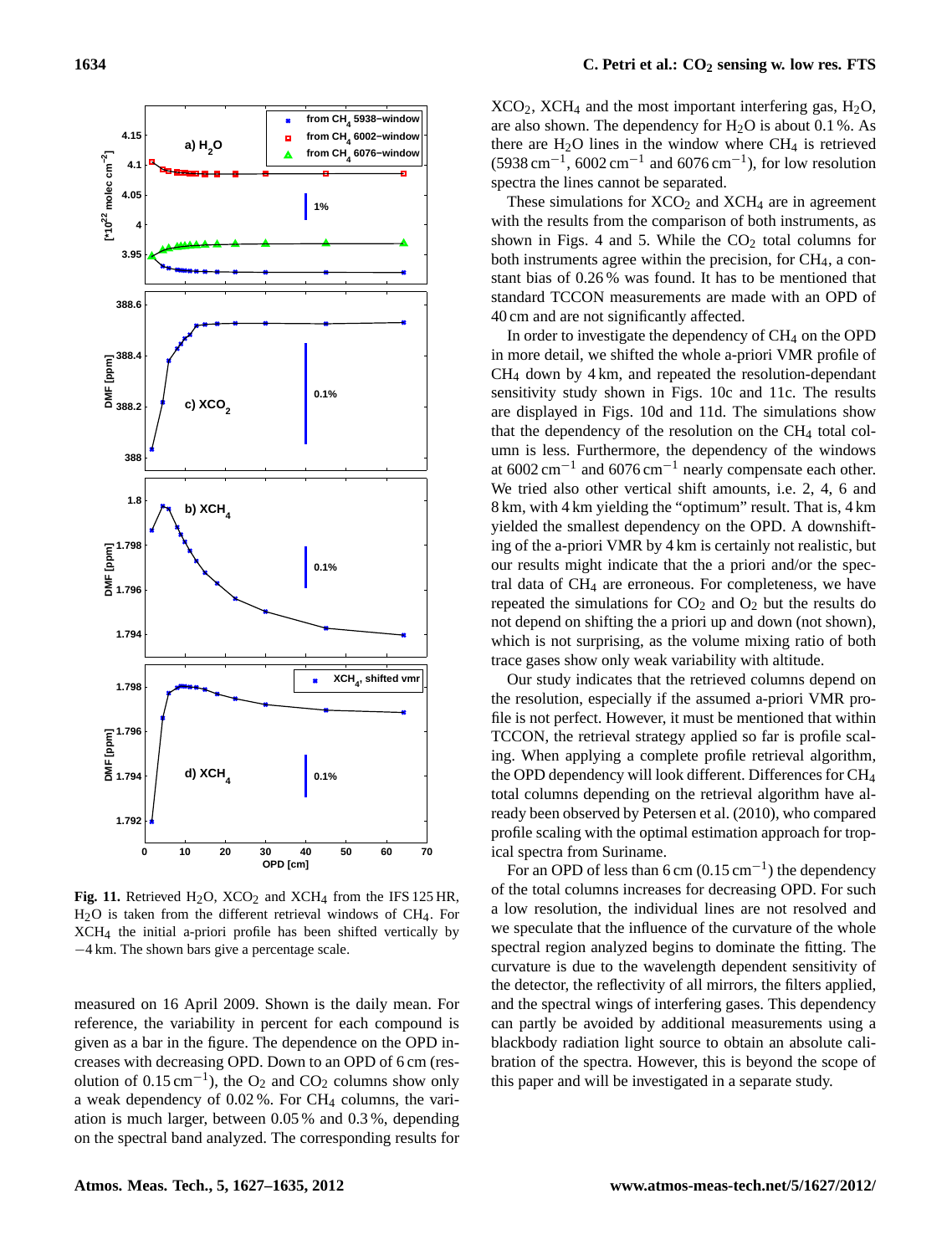**Fig. 11.** Retrieved $H_2O$, $XCO_2$ and $XCH_4$ from the IFS 125 HR, $H_2O$ is taken from the different retrieval windows of $CH_4$. For $XCH_4$ the initial a-priori profile has been shifted vertically by −4 km. The shown bars give a percentage scale.

measured on 16 April 2009. Shown is the daily mean. For reference, the variability in percent for each compound is given as a bar in the figure. The dependence on the OPD increases with decreasing OPD. Down to an OPD of 6 cm (resolution of 0.15 $cm^{-1}$), the $O_2$ and $CO_2$ columns show only a weak dependency of 0.02 %. For $CH_4$ columns, the variation is much larger, between 0.05 % and 0.3 %, depending on the spectral band analyzed. The corresponding results for $XCO_2$, $XCH_4$ and the most important interfering gas, $H_2O$, are also shown. The dependency for $H_2O$ is about 0.1 %. As there are $H_2O$ lines in the window where $CH_4$ is retrieved (5938 $cm^{-1}$, 6002 $cm^{-1}$ and 6076 $cm^{-1}$), for low resolution spectra the lines cannot be separated.

These simulations for $XCO_2$ and $XCH_4$ are in agreement with the results from the comparison of both instruments, as shown in Figs. 4 and 5. While the $CO_2$ total columns for both instruments agree within the precision, for $CH_4$, a constant bias of 0.26 % was found. It has to be mentioned that standard TCCON measurements are made with an OPD of 40 cm and are not significantly affected.

In order to investigate the dependency of $CH_4$ on the OPD in more detail, we shifted the whole a-priori VMR profile of $CH_4$ down by 4 km, and repeated the resolution-dependant sensitivity study shown in Figs. 10c and 11c. The results are displayed in Figs. 10d and 11d. The simulations show that the dependency of the resolution on the $CH_4$ total column is less. Furthermore, the dependency of the windows at 6002 $cm^{-1}$ and 6076 $cm^{-1}$ nearly compensate each other. We tried also other vertical shift amounts, i.e. 2, 4, 6 and 8 km, with 4 km yielding the "optimum" result. That is, 4 km yielded the smallest dependency on the OPD. A downshifting of the a-priori VMR by 4 km is certainly not realistic, but our results might indicate that the a priori and/or the spectral data of $CH_4$ are erroneous. For completeness, we have repeated the simulations for $CO_2$ and $O_2$ but the results do not depend on shifting the a priori up and down (not shown), which is not surprising, as the volume mixing ratio of both trace gases show only weak variability with altitude.

Our study indicates that the retrieved columns depend on the resolution, especially if the assumed a-priori VMR profile is not perfect. However, it must be mentioned that within TCCON, the retrieval strategy applied so far is profile scaling. When applying a complete profile retrieval algorithm, the OPD dependency will look different. Differences for $CH_4$ total columns depending on the retrieval algorithm have already been observed by Petersen et al. (2010), who compared profile scaling with the optimal estimation approach for tropical spectra from Suriname.

For an OPD of less than 6 cm (0.15 $cm^{-1}$) the dependency of the total columns increases for decreasing OPD. For such a low resolution, the individual lines are not resolved and we speculate that the influence of the curvature of the whole spectral region analyzed begins to dominate the fitting. The curvature is due to the wavelength dependent sensitivity of the detector, the reflectivity of all mirrors, the filters applied, and the spectral wings of interfering gases. This dependency can partly be avoided by additional measurements using a blackbody radiation light source to obtain an absolute calibration of the spectra. However, this is beyond the scope of this paper and will be investigated in a separate study.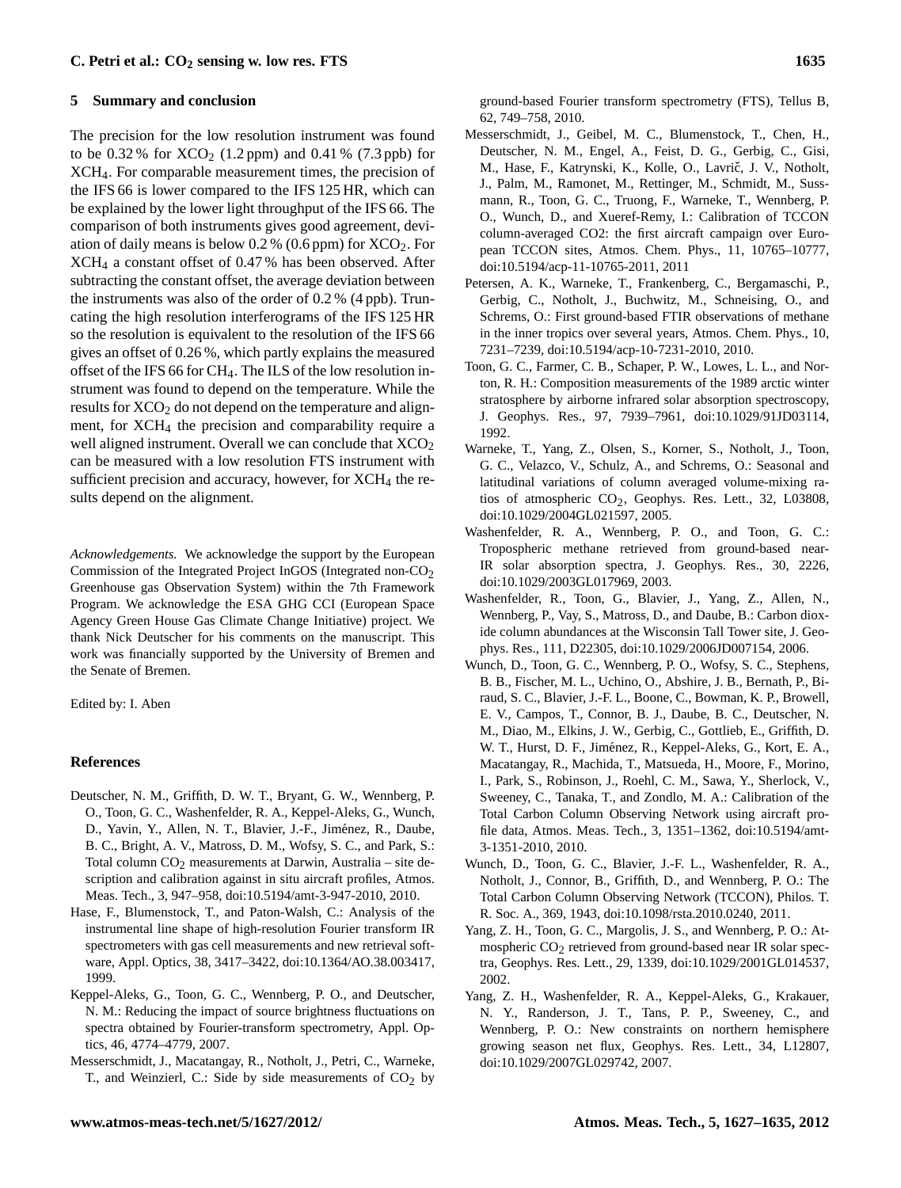## 5 Summary and conclusion

The precision for the low resolution instrument was found to be 0.32 % for $XCO_2$ (1.2 ppm) and 0.41 % (7.3 ppb) for $XCH_4$. For comparable measurement times, the precision of the IFS 66 is lower compared to the IFS 125 HR, which can be explained by the lower light throughput of the IFS 66. The comparison of both instruments gives good agreement, deviation of daily means is below 0.2 % (0.6 ppm) for $XCO_2$. For $XCH_4$ a constant offset of 0.47 % has been observed. After subtracting the constant offset, the average deviation between the instruments was also of the order of 0.2 % (4 ppb). Truncating the high resolution interferograms of the IFS 125 HR so the resolution is equivalent to the resolution of the IFS 66 gives an offset of 0.26 %, which partly explains the measured offset of the IFS 66 for $CH_4$. The ILS of the low resolution instrument was found to depend on the temperature. While the results for $XCO_2$ do not depend on the temperature and alignment, for $XCH_4$ the precision and comparability require a well aligned instrument. Overall we can conclude that $XCO_2$ can be measured with a low resolution FTS instrument with sufficient precision and accuracy, however, for $XCH_4$ the results depend on the alignment.

*Acknowledgements.* We acknowledge the support by the European Commission of the Integrated Project InGOS (Integrated non-$CO_2$ Greenhouse gas Observation System) within the 7th Framework Program. We acknowledge the ESA GHG CCI (European Space Agency Green House Gas Climate Change Initiative) project. We thank Nick Deutscher for his comments on the manuscript. This work was financially supported by the University of Bremen and the Senate of Bremen.

Edited by: I. Aben

## References

Deutscher, N. M., Griffith, D. W. T., Bryant, G. W., Wennberg, P. O., Toon, G. C., Washenfelder, R. A., Keppel-Aleks, G., Wunch, D., Yavin, Y., Allen, N. T., Blavier, J.-F., Jiménez, R., Daube, B. C., Bright, A. V., Matross, D. M., Wofsy, S. C., and Park, S.: Total column $CO_2$ measurements at Darwin, Australia – site description and calibration against in situ aircraft profiles, Atmos. Meas. Tech., 3, 947–958, doi:10.5194/amt-3-947-2010, 2010.

Hase, F., Blumenstock, T., and Paton-Walsh, C.: Analysis of the instrumental line shape of high-resolution Fourier transform IR spectrometers with gas cell measurements and new retrieval software, Appl. Optics, 38, 3417–3422, doi:10.1364/AO.38.003417, 1999.

Keppel-Aleks, G., Toon, G. C., Wennberg, P. O., and Deutscher, N. M.: Reducing the impact of source brightness fluctuations on spectra obtained by Fourier-transform spectrometry, Appl. Optics, 46, 4774–4779, 2007.

Messerschmidt, J., Macatangay, R., Notholt, J., Petri, C., Warneke, T., and Weinzierl, C.: Side by side measurements of $CO_2$ by ground-based Fourier transform spectrometry (FTS), Tellus B, 62, 749–758, 2010.

Messerschmidt, J., Geibel, M. C., Blumenstock, T., Chen, H., Deutscher, N. M., Engel, A., Feist, D. G., Gerbig, C., Gisi, M., Hase, F., Katrynski, K., Kolle, O., Lavrič, J. V., Notholt, J., Palm, M., Ramonet, M., Rettinger, M., Schmidt, M., Sussmann, R., Toon, G. C., Truong, F., Warneke, T., Wennberg, P. O., Wunch, D., and Xueref-Remy, I.: Calibration of TCCON column-averaged CO2: the first aircraft campaign over European TCCON sites, Atmos. Chem. Phys., 11, 10765–10777, doi:10.5194/acp-11-10765-2011, 2011

Petersen, A. K., Warneke, T., Frankenberg, C., Bergamaschi, P., Gerbig, C., Notholt, J., Buchwitz, M., Schneising, O., and Schrems, O.: First ground-based FTIR observations of methane in the inner tropics over several years, Atmos. Chem. Phys., 10, 7231–7239, doi:10.5194/acp-10-7231-2010, 2010.

Toon, G. C., Farmer, C. B., Schaper, P. W., Lowes, L. L., and Norton, R. H.: Composition measurements of the 1989 arctic winter stratosphere by airborne infrared solar absorption spectroscopy, J. Geophys. Res., 97, 7939–7961, doi:10.1029/91JD03114, 1992.

Warneke, T., Yang, Z., Olsen, S., Korner, S., Notholt, J., Toon, G. C., Velazco, V., Schulz, A., and Schrems, O.: Seasonal and latitudinal variations of column averaged volume-mixing ratios of atmospheric $CO_2$, Geophys. Res. Lett., 32, L03808, doi:10.1029/2004GL021597, 2005.

Washenfelder, R. A., Wennberg, P. O., and Toon, G. C.: Tropospheric methane retrieved from ground-based near-IR solar absorption spectra, J. Geophys. Res., 30, 2226, doi:10.1029/2003GL017969, 2003.

Washenfelder, R., Toon, G., Blavier, J., Yang, Z., Allen, N., Wennberg, P., Vay, S., Matross, D., and Daube, B.: Carbon dioxide column abundances at the Wisconsin Tall Tower site, J. Geophys. Res., 111, D22305, doi:10.1029/2006JD007154, 2006.

Wunch, D., Toon, G. C., Wennberg, P. O., Wofsy, S. C., Stephens, B. B., Fischer, M. L., Uchino, O., Abshire, J. B., Bernath, P., Biraud, S. C., Blavier, J.-F. L., Boone, C., Bowman, K. P., Browell, E. V., Campos, T., Connor, B. J., Daube, B. C., Deutscher, N. M., Diao, M., Elkins, J. W., Gerbig, C., Gottlieb, E., Griffith, D. W. T., Hurst, D. F., Jiménez, R., Keppel-Aleks, G., Kort, E. A., Macatangay, R., Machida, T., Matsueda, H., Moore, F., Morino, I., Park, S., Robinson, J., Roehl, C. M., Sawa, Y., Sherlock, V., Sweeney, C., Tanaka, T., and Zondlo, M. A.: Calibration of the Total Carbon Column Observing Network using aircraft profile data, Atmos. Meas. Tech., 3, 1351–1362, doi:10.5194/amt-3-1351-2010, 2010.

Wunch, D., Toon, G. C., Blavier, J.-F. L., Washenfelder, R. A., Notholt, J., Connor, B., Griffith, D., and Wennberg, P. O.: The Total Carbon Column Observing Network (TCCON), Philos. T. R. Soc. A., 369, 1943, doi:10.1098/rsta.2010.0240, 2011.

Yang, Z. H., Toon, G. C., Margolis, J. S., and Wennberg, P. O.: Atmospheric $CO_2$ retrieved from ground-based near IR solar spectra, Geophys. Res. Lett., 29, 1339, doi:10.1029/2001GL014537, 2002.

Yang, Z. H., Washenfelder, R. A., Keppel-Aleks, G., Krakauer, N. Y., Randerson, J. T., Tans, P. P., Sweeney, C., and Wennberg, P. O.: New constraints on northern hemisphere growing season net flux, Geophys. Res. Lett., 34, L12807, doi:10.1029/2007GL029742, 2007.